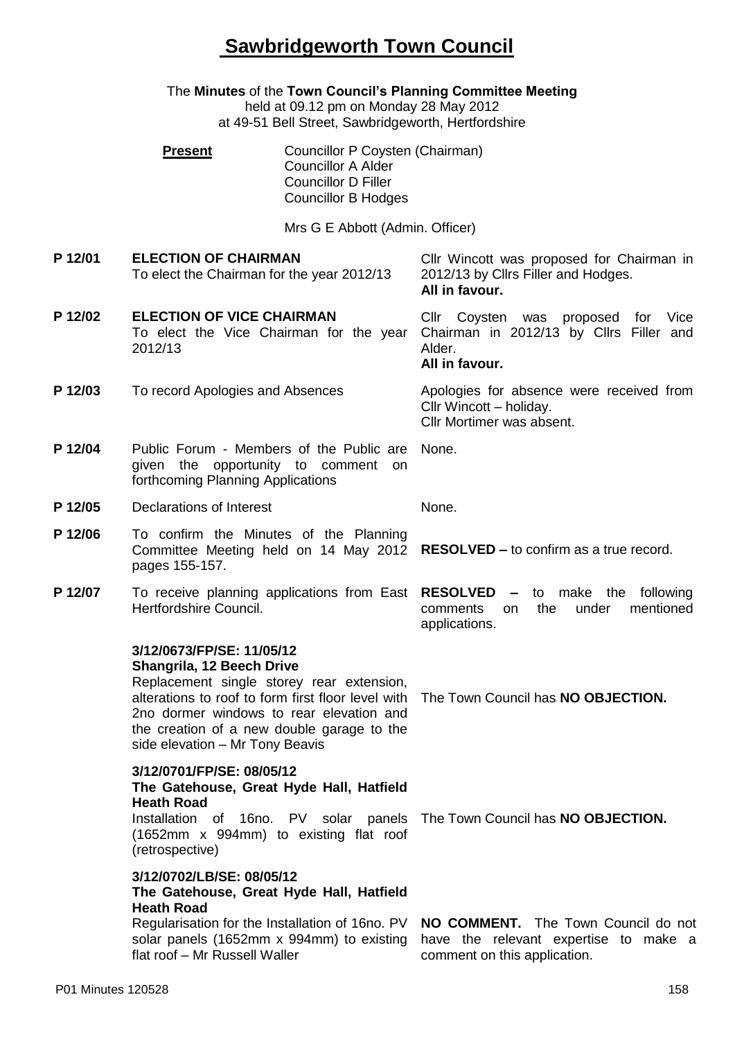# Sawbridgeworth Town Council

The **Minutes** of the **Town Council's Planning Committee Meeting**
held at 09.12 pm on Monday 28 May 2012
at 49-51 Bell Street, Sawbridgeworth, Hertfordshire

**Present**
Councillor P Coysten (Chairman)
Councillor A Alder
Councillor D Filler
Councillor B Hodges

Mrs G E Abbott (Admin. Officer)

| | | |
|---|---|---|
| **P 12/01** | **ELECTION OF CHAIRMAN**<br>To elect the Chairman for the year 2012/13 | Cllr Wincott was proposed for Chairman in 2012/13 by Cllrs Filler and Hodges.<br>**All in favour.** |
| **P 12/02** | **ELECTION OF VICE CHAIRMAN**<br>To elect the Vice Chairman for the year 2012/13 | Cllr Coysten was proposed for Vice Chairman in 2012/13 by Cllrs Filler and Alder.<br>**All in favour.** |
| **P 12/03** | To record Apologies and Absences | Apologies for absence were received from Cllr Wincott – holiday.<br>Cllr Mortimer was absent. |
| **P 12/04** | Public Forum - Members of the Public are given the opportunity to comment on forthcoming Planning Applications | None. |
| **P 12/05** | Declarations of Interest | None. |
| **P 12/06** | To confirm the Minutes of the Planning Committee Meeting held on 14 May 2012 pages 155-157. | **RESOLVED –** to confirm as a true record. |
| **P 12/07** | To receive planning applications from East Hertfordshire Council. | **RESOLVED –** to make the following comments on the under mentioned applications. |
| | **3/12/0673/FP/SE: 11/05/12**<br>**Shangrila, 12 Beech Drive**<br>Replacement single storey rear extension, alterations to roof to form first floor level with 2no dormer windows to rear elevation and the creation of a new double garage to the side elevation – Mr Tony Beavis | The Town Council has **NO OBJECTION.** |
| | **3/12/0701/FP/SE: 08/05/12**<br>**The Gatehouse, Great Hyde Hall, Hatfield Heath Road**<br>Installation of 16no. PV solar panels (1652mm x 994mm) to existing flat roof (retrospective) | The Town Council has **NO OBJECTION.** |
| | **3/12/0702/LB/SE: 08/05/12**<br>**The Gatehouse, Great Hyde Hall, Hatfield Heath Road**<br>Regularisation for the Installation of 16no. PV solar panels (1652mm x 994mm) to existing flat roof – Mr Russell Waller | **NO COMMENT.** The Town Council do not have the relevant expertise to make a comment on this application. |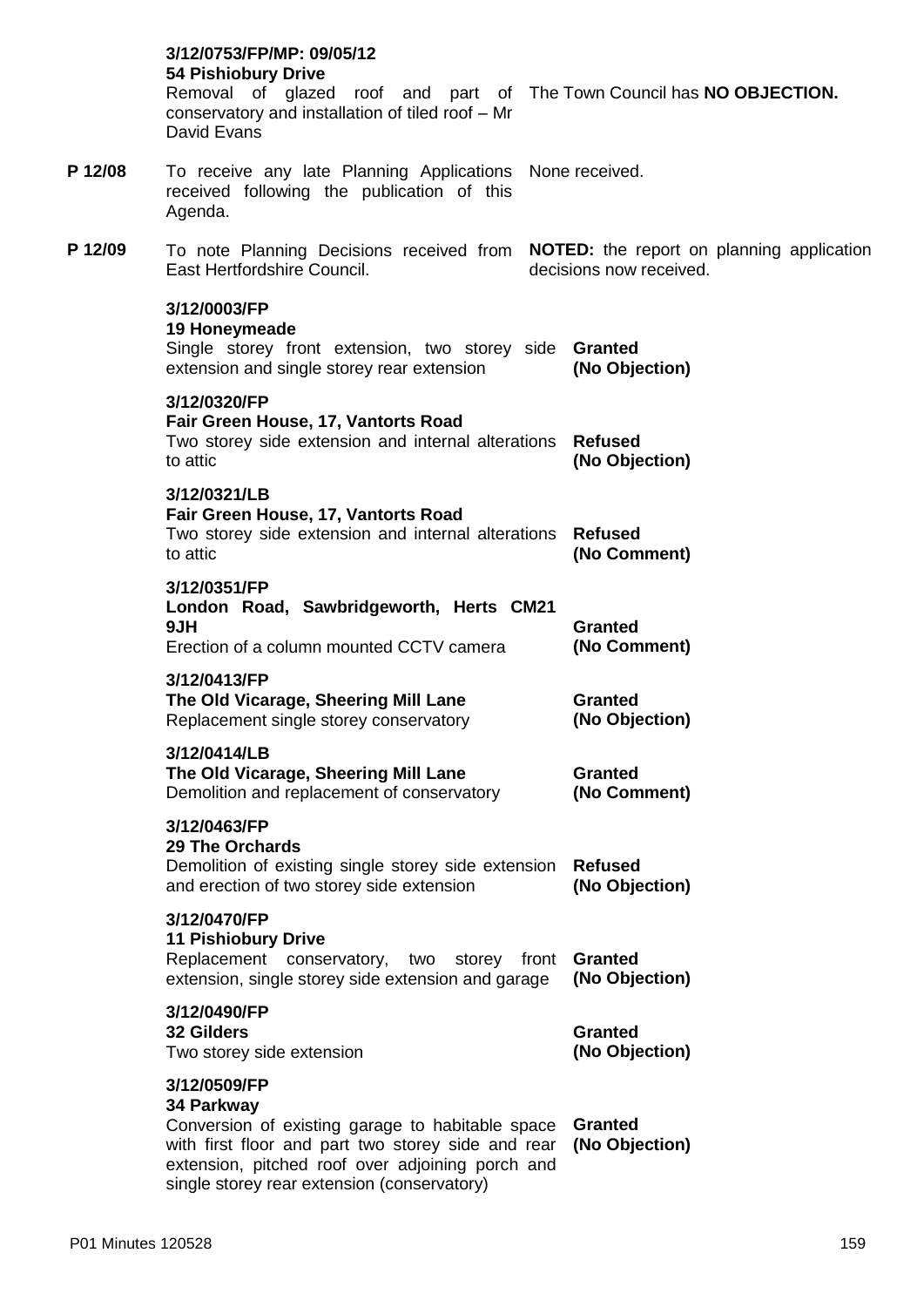**3/12/0753/FP/MP: 09/05/12**
**54 Pishiobury Drive**
Removal of glazed roof and part of conservatory and installation of tiled roof – Mr David Evans

The Town Council has **NO OBJECTION.**

**P 12/08** To receive any late Planning Applications received following the publication of this Agenda.

None received.

**P 12/09** To note Planning Decisions received from East Hertfordshire Council.

**NOTED:** the report on planning application decisions now received.

| Application | Decision |
|---|---|
| **3/12/0003/FP** **19 Honeymeade** Single storey front extension, two storey side extension and single storey rear extension | **Granted (No Objection)** |
| **3/12/0320/FP** **Fair Green House, 17, Vantorts Road** Two storey side extension and internal alterations to attic | **Refused (No Objection)** |
| **3/12/0321/LB** **Fair Green House, 17, Vantorts Road** Two storey side extension and internal alterations to attic | **Refused (No Comment)** |
| **3/12/0351/FP** **London Road, Sawbridgeworth, Herts CM21 9JH** Erection of a column mounted CCTV camera | **Granted (No Comment)** |
| **3/12/0413/FP** **The Old Vicarage, Sheering Mill Lane** Replacement single storey conservatory | **Granted (No Objection)** |
| **3/12/0414/LB** **The Old Vicarage, Sheering Mill Lane** Demolition and replacement of conservatory | **Granted (No Comment)** |
| **3/12/0463/FP** **29 The Orchards** Demolition of existing single storey side extension and erection of two storey side extension | **Refused (No Objection)** |
| **3/12/0470/FP** **11 Pishiobury Drive** Replacement conservatory, two storey front extension, single storey side extension and garage | **Granted (No Objection)** |
| **3/12/0490/FP** **32 Gilders** Two storey side extension | **Granted (No Objection)** |
| **3/12/0509/FP** **34 Parkway** Conversion of existing garage to habitable space with first floor and part two storey side and rear extension, pitched roof over adjoining porch and single storey rear extension (conservatory) | **Granted (No Objection)** |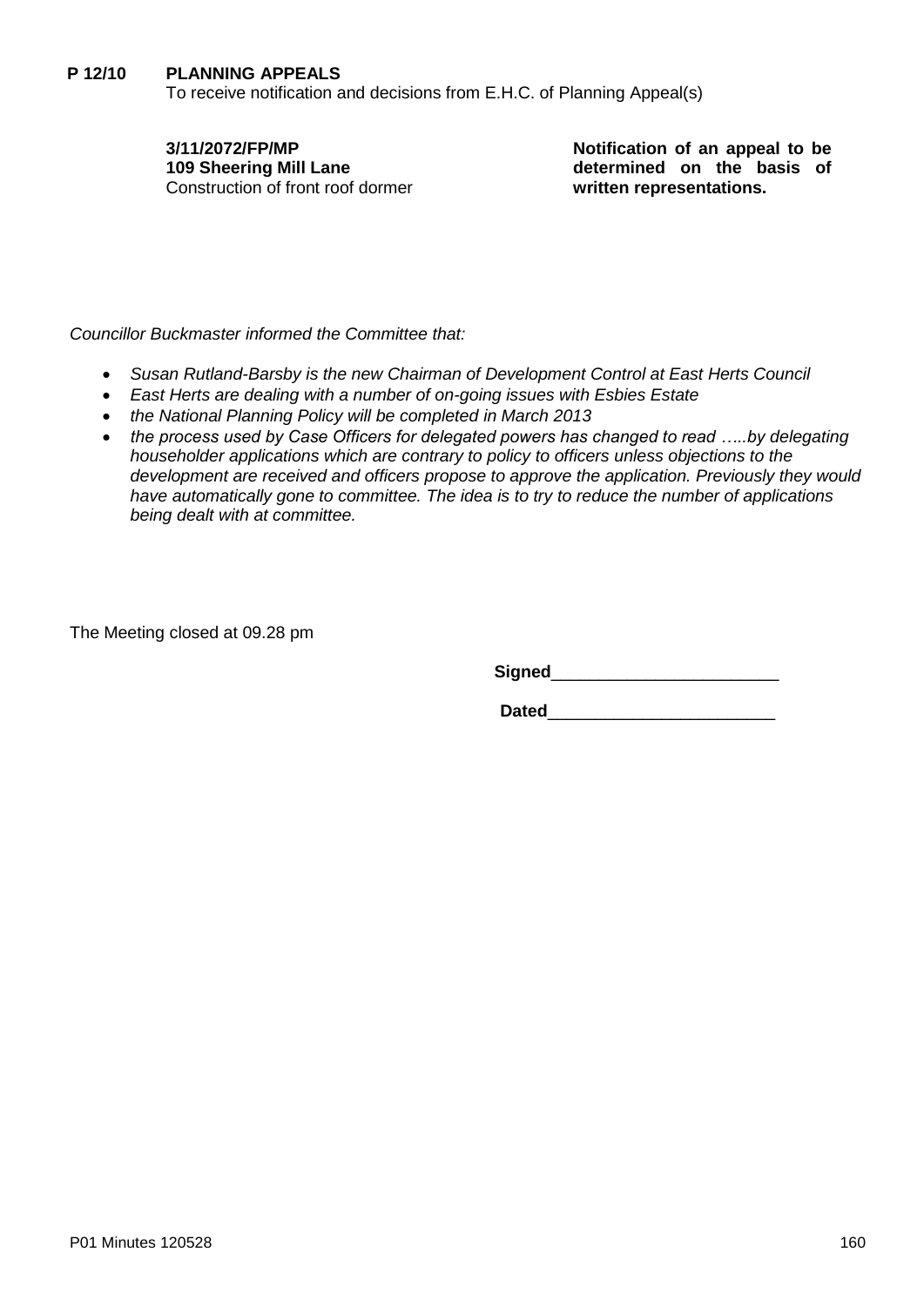**P 12/10 PLANNING APPEALS**

To receive notification and decisions from E.H.C. of Planning Appeal(s)

**3/11/2072/FP/MP**
**109 Sheering Mill Lane**
Construction of front roof dormer

**Notification of an appeal to be determined on the basis of written representations.**

*Councillor Buckmaster informed the Committee that:*

- *Susan Rutland-Barsby is the new Chairman of Development Control at East Herts Council*
- *East Herts are dealing with a number of on-going issues with Esbies Estate*
- *the National Planning Policy will be completed in March 2013*
- *the process used by Case Officers for delegated powers has changed to read …..by delegating householder applications which are contrary to policy to officers unless objections to the development are received and officers propose to approve the application. Previously they would have automatically gone to committee. The idea is to try to reduce the number of applications being dealt with at committee.*

The Meeting closed at 09.28 pm

**Signed**________________________

**Dated**________________________